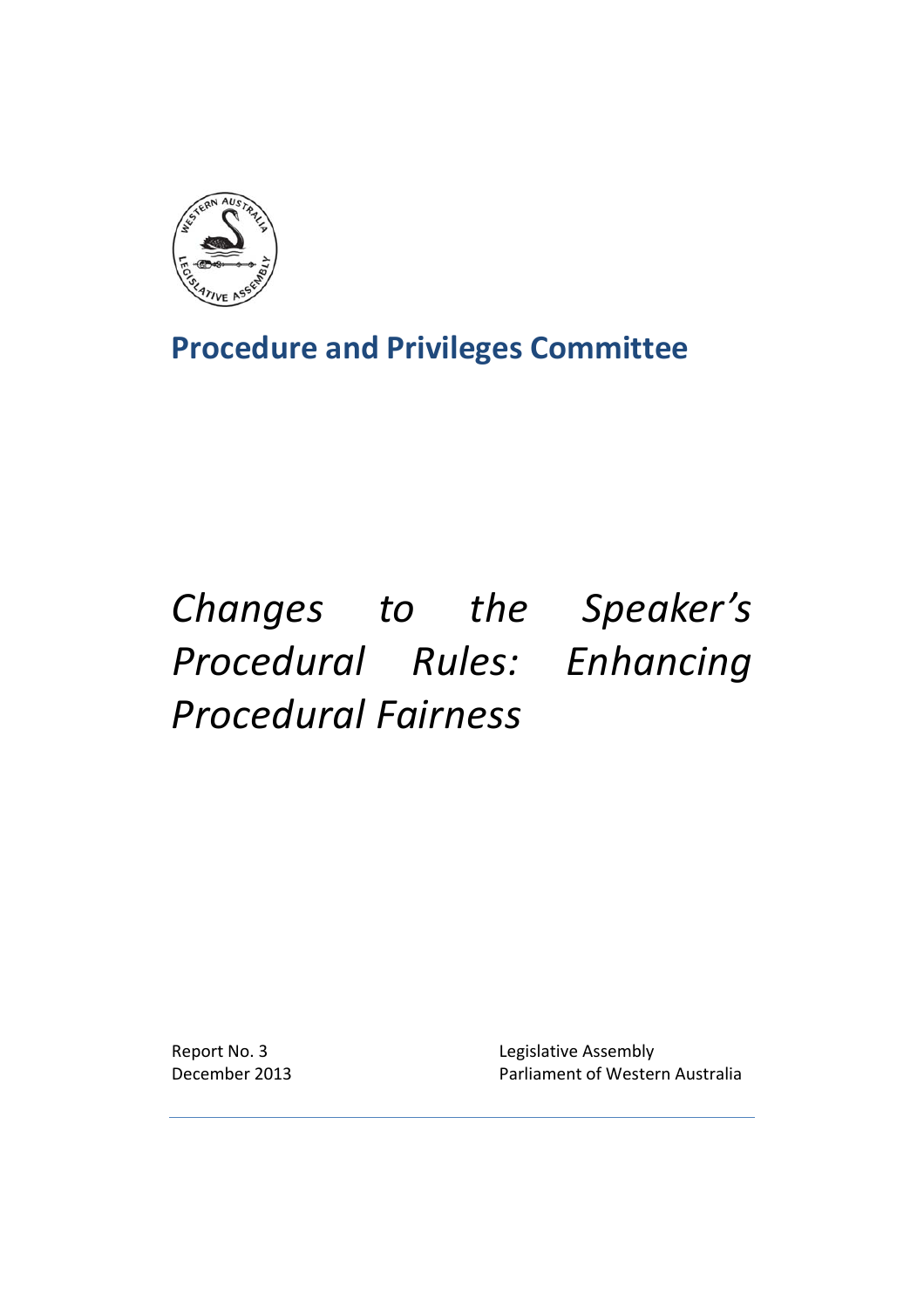## Procedure and Privileges Committee

# *Changes to the Speaker's Procedural Rules: Enhancing Procedural Fairness*

Report No. 3
December 2013

Legislative Assembly
Parliament of Western Australia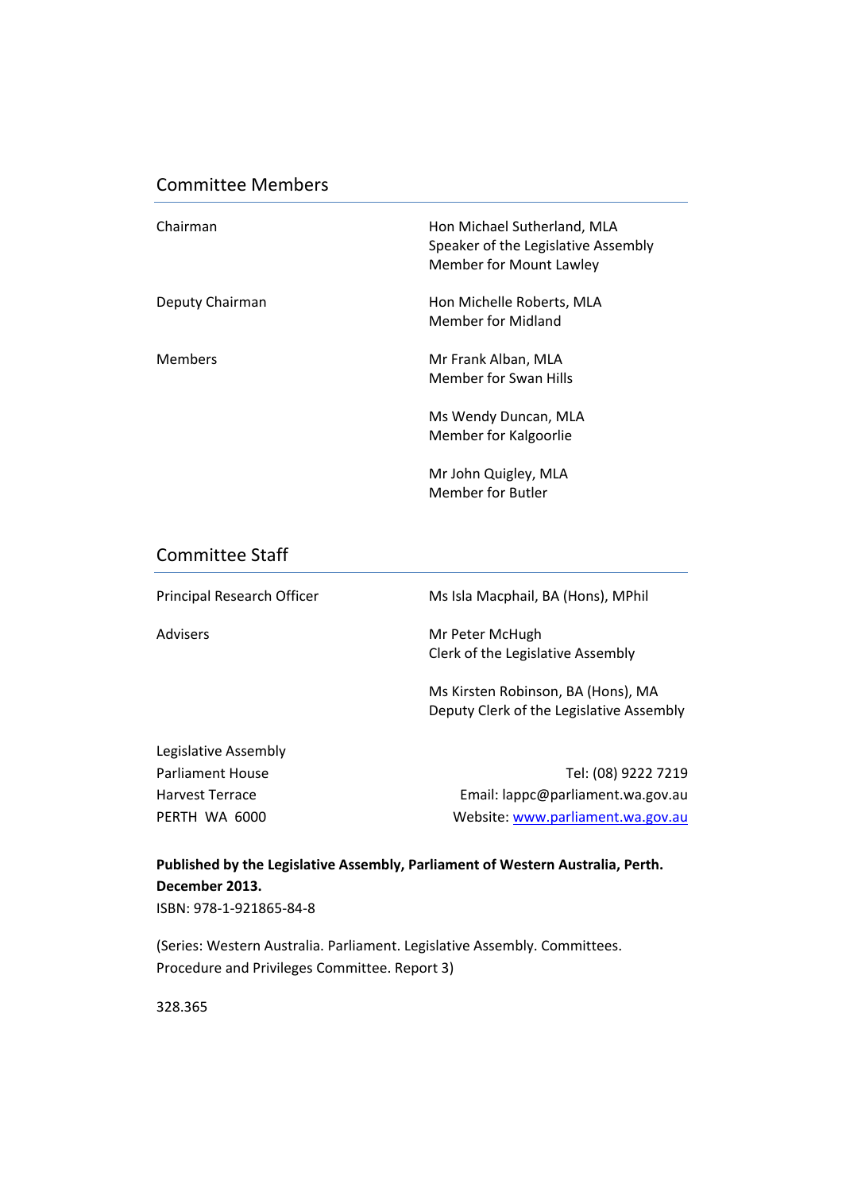## Committee Members

| | |
|---|---|
| Chairman | Hon Michael Sutherland, MLA<br>Speaker of the Legislative Assembly<br>Member for Mount Lawley |
| Deputy Chairman | Hon Michelle Roberts, MLA<br>Member for Midland |
| Members | Mr Frank Alban, MLA<br>Member for Swan Hills |
| | Ms Wendy Duncan, MLA<br>Member for Kalgoorlie |
| | Mr John Quigley, MLA<br>Member for Butler |

## Committee Staff

| | |
|---|---|
| Principal Research Officer | Ms Isla Macphail, BA (Hons), MPhil |
| Advisers | Mr Peter McHugh<br>Clerk of the Legislative Assembly |
| | Ms Kirsten Robinson, BA (Hons), MA<br>Deputy Clerk of the Legislative Assembly |

Legislative Assembly
Parliament House
Harvest Terrace
PERTH WA 6000

Tel: (08) 9222 7219
Email: lappc@parliament.wa.gov.au
Website: www.parliament.wa.gov.au

**Published by the Legislative Assembly, Parliament of Western Australia, Perth. December 2013.**
ISBN: 978-1-921865-84-8

(Series: Western Australia. Parliament. Legislative Assembly. Committees. Procedure and Privileges Committee. Report 3)

328.365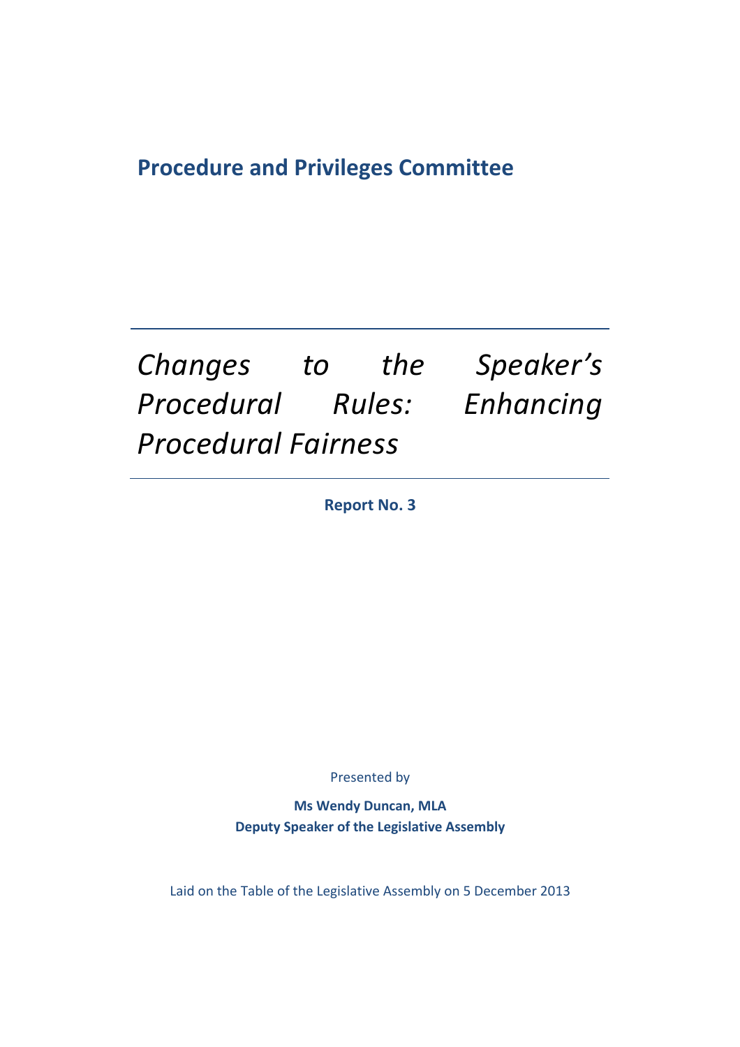## Procedure and Privileges Committee

# *Changes to the Speaker's Procedural Rules: Enhancing Procedural Fairness*

**Report No. 3**

Presented by

**Ms Wendy Duncan, MLA**
**Deputy Speaker of the Legislative Assembly**

Laid on the Table of the Legislative Assembly on 5 December 2013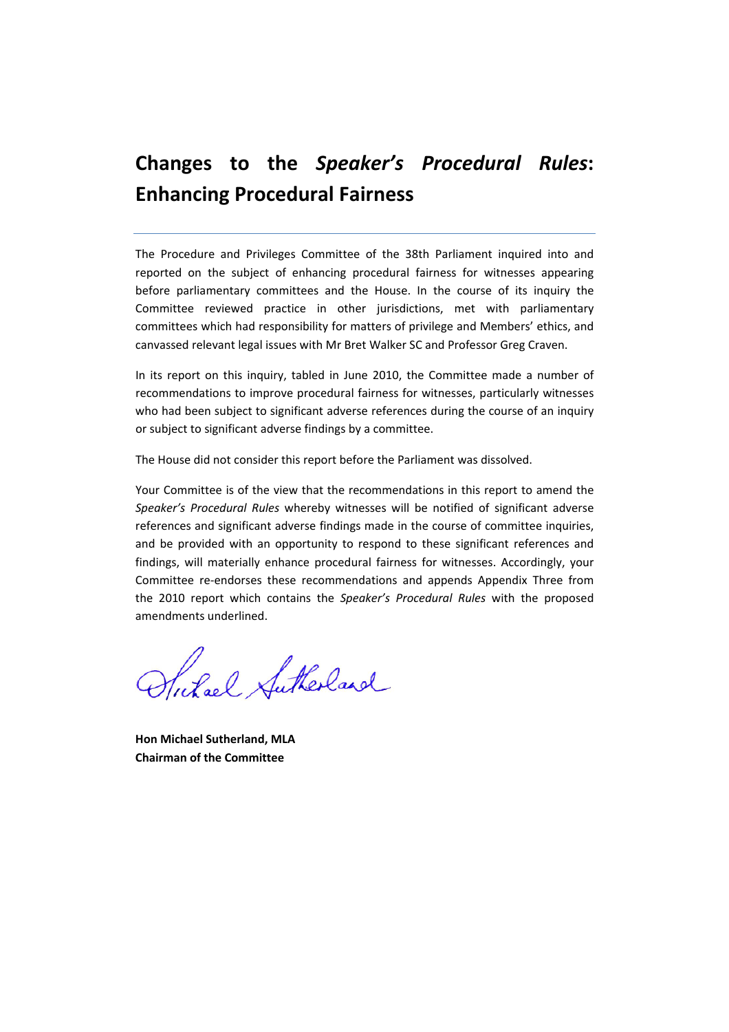# Changes to the *Speaker's Procedural Rules*: Enhancing Procedural Fairness

---

The Procedure and Privileges Committee of the 38th Parliament inquired into and reported on the subject of enhancing procedural fairness for witnesses appearing before parliamentary committees and the House. In the course of its inquiry the Committee reviewed practice in other jurisdictions, met with parliamentary committees which had responsibility for matters of privilege and Members' ethics, and canvassed relevant legal issues with Mr Bret Walker SC and Professor Greg Craven.

In its report on this inquiry, tabled in June 2010, the Committee made a number of recommendations to improve procedural fairness for witnesses, particularly witnesses who had been subject to significant adverse references during the course of an inquiry or subject to significant adverse findings by a committee.

The House did not consider this report before the Parliament was dissolved.

Your Committee is of the view that the recommendations in this report to amend the *Speaker's Procedural Rules* whereby witnesses will be notified of significant adverse references and significant adverse findings made in the course of committee inquiries, and be provided with an opportunity to respond to these significant references and findings, will materially enhance procedural fairness for witnesses. Accordingly, your Committee re-endorses these recommendations and appends Appendix Three from the 2010 report which contains the *Speaker's Procedural Rules* with the proposed amendments underlined.

**Hon Michael Sutherland, MLA**
**Chairman of the Committee**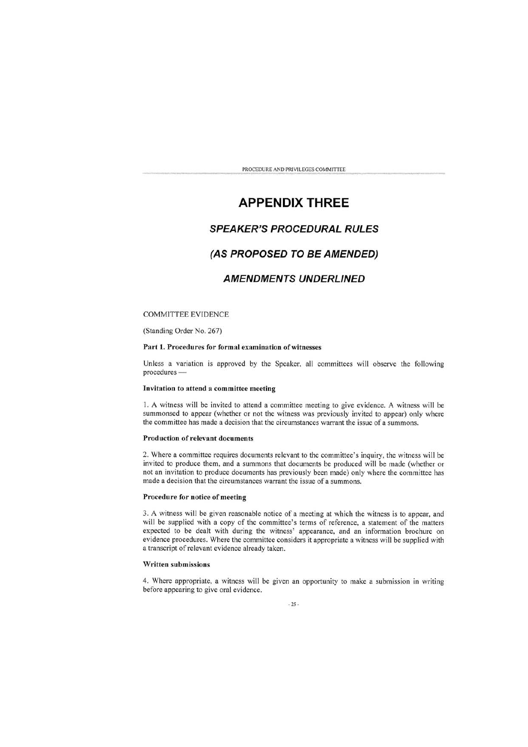# APPENDIX THREE

## *SPEAKER'S PROCEDURAL RULES*

## *(AS PROPOSED TO BE AMENDED)*

## *AMENDMENTS UNDERLINED*

COMMITTEE EVIDENCE

(Standing Order No. 267)

**Part 1. Procedures for formal examination of witnesses**

Unless a variation is approved by the Speaker, all committees will observe the following procedures —

**Invitation to attend a committee meeting**

1. A witness will be invited to attend a committee meeting to give evidence. A witness will be summonsed to appear (whether or not the witness was previously invited to appear) only where the committee has made a decision that the circumstances warrant the issue of a summons.

**Production of relevant documents**

2. Where a committee requires documents relevant to the committee's inquiry, the witness will be invited to produce them, and a summons that documents be produced will be made (whether or not an invitation to produce documents has previously been made) only where the committee has made a decision that the circumstances warrant the issue of a summons.

**Procedure for notice of meeting**

3. A witness will be given reasonable notice of a meeting at which the witness is to appear, and will be supplied with a copy of the committee's terms of reference, a statement of the matters expected to be dealt with during the witness' appearance, and an information brochure on evidence procedures. Where the committee considers it appropriate a witness will be supplied with a transcript of relevant evidence already taken.

**Written submissions**

4. Where appropriate, a witness will be given an opportunity to make a submission in writing before appearing to give oral evidence.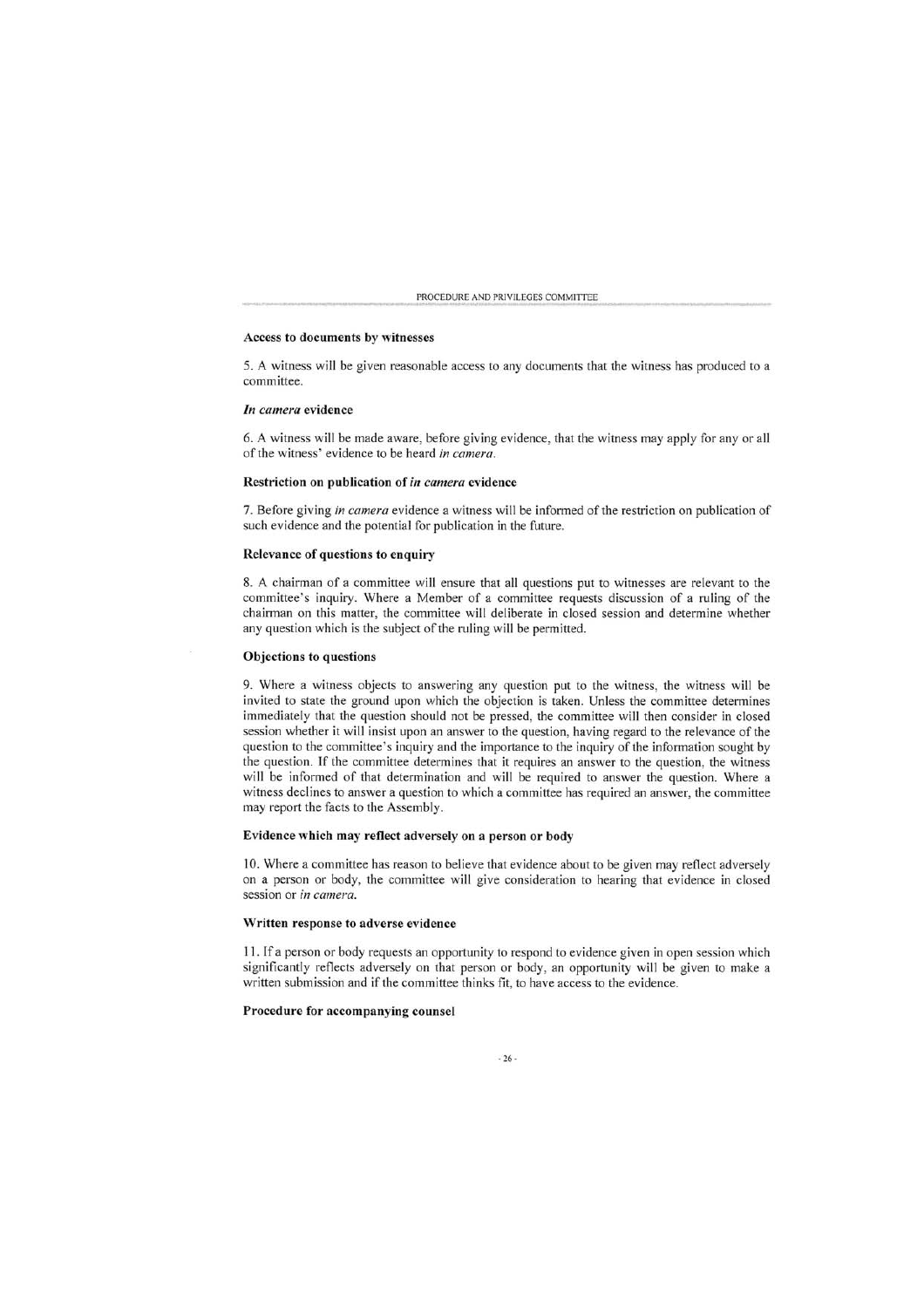#### Access to documents by witnesses

5. A witness will be given reasonable access to any documents that the witness has produced to a committee.

#### *In camera* evidence

6. A witness will be made aware, before giving evidence, that the witness may apply for any or all of the witness' evidence to be heard *in camera*.

#### Restriction on publication of *in camera* evidence

7. Before giving *in camera* evidence a witness will be informed of the restriction on publication of such evidence and the potential for publication in the future.

#### Relevance of questions to enquiry

8. A chairman of a committee will ensure that all questions put to witnesses are relevant to the committee's inquiry. Where a Member of a committee requests discussion of a ruling of the chairman on this matter, the committee will deliberate in closed session and determine whether any question which is the subject of the ruling will be permitted.

#### Objections to questions

9. Where a witness objects to answering any question put to the witness, the witness will be invited to state the ground upon which the objection is taken. Unless the committee determines immediately that the question should not be pressed, the committee will then consider in closed session whether it will insist upon an answer to the question, having regard to the relevance of the question to the committee's inquiry and the importance to the inquiry of the information sought by the question. If the committee determines that it requires an answer to the question, the witness will be informed of that determination and will be required to answer the question. Where a witness declines to answer a question to which a committee has required an answer, the committee may report the facts to the Assembly.

#### Evidence which may reflect adversely on a person or body

10. Where a committee has reason to believe that evidence about to be given may reflect adversely on a person or body, the committee will give consideration to hearing that evidence in closed session or *in camera*.

#### Written response to adverse evidence

11. If a person or body requests an opportunity to respond to evidence given in open session which significantly reflects adversely on that person or body, an opportunity will be given to make a written submission and if the committee thinks fit, to have access to the evidence.

#### Procedure for accompanying counsel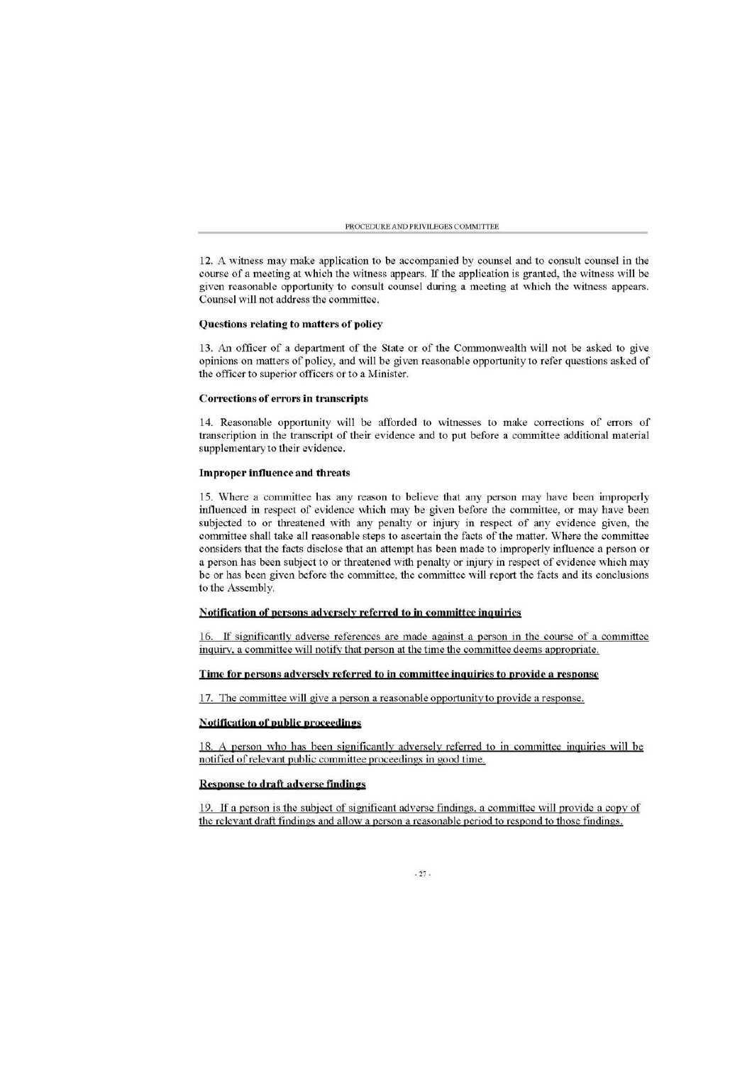12. A witness may make application to be accompanied by counsel and to consult counsel in the course of a meeting at which the witness appears. If the application is granted, the witness will be given reasonable opportunity to consult counsel during a meeting at which the witness appears. Counsel will not address the committee.

**Questions relating to matters of policy**

13. An officer of a department of the State or of the Commonwealth will not be asked to give opinions on matters of policy, and will be given reasonable opportunity to refer questions asked of the officer to superior officers or to a Minister.

**Corrections of errors in transcripts**

14. Reasonable opportunity will be afforded to witnesses to make corrections of errors of transcription in the transcript of their evidence and to put before a committee additional material supplementary to their evidence.

**Improper influence and threats**

15. Where a committee has any reason to believe that any person may have been improperly influenced in respect of evidence which may be given before the committee, or may have been subjected to or threatened with any penalty or injury in respect of any evidence given, the committee shall take all reasonable steps to ascertain the facts of the matter. Where the committee considers that the facts disclose that an attempt has been made to improperly influence a person or a person has been subject to or threatened with penalty or injury in respect of evidence which may be or has been given before the committee, the committee will report the facts and its conclusions to the Assembly.

<u>**Notification of persons adversely referred to in committee inquiries**</u>

<u>16. If significantly adverse references are made against a person in the course of a committee inquiry, a committee will notify that person at the time the committee deems appropriate.</u>

<u>**Time for persons adversely referred to in committee inquiries to provide a response**</u>

<u>17. The committee will give a person a reasonable opportunity to provide a response.</u>

<u>**Notification of public proceedings**</u>

<u>18. A person who has been significantly adversely referred to in committee inquiries will be notified of relevant public committee proceedings in good time.</u>

<u>**Response to draft adverse findings**</u>

<u>19. If a person is the subject of significant adverse findings, a committee will provide a copy of the relevant draft findings and allow a person a reasonable period to respond to those findings.</u>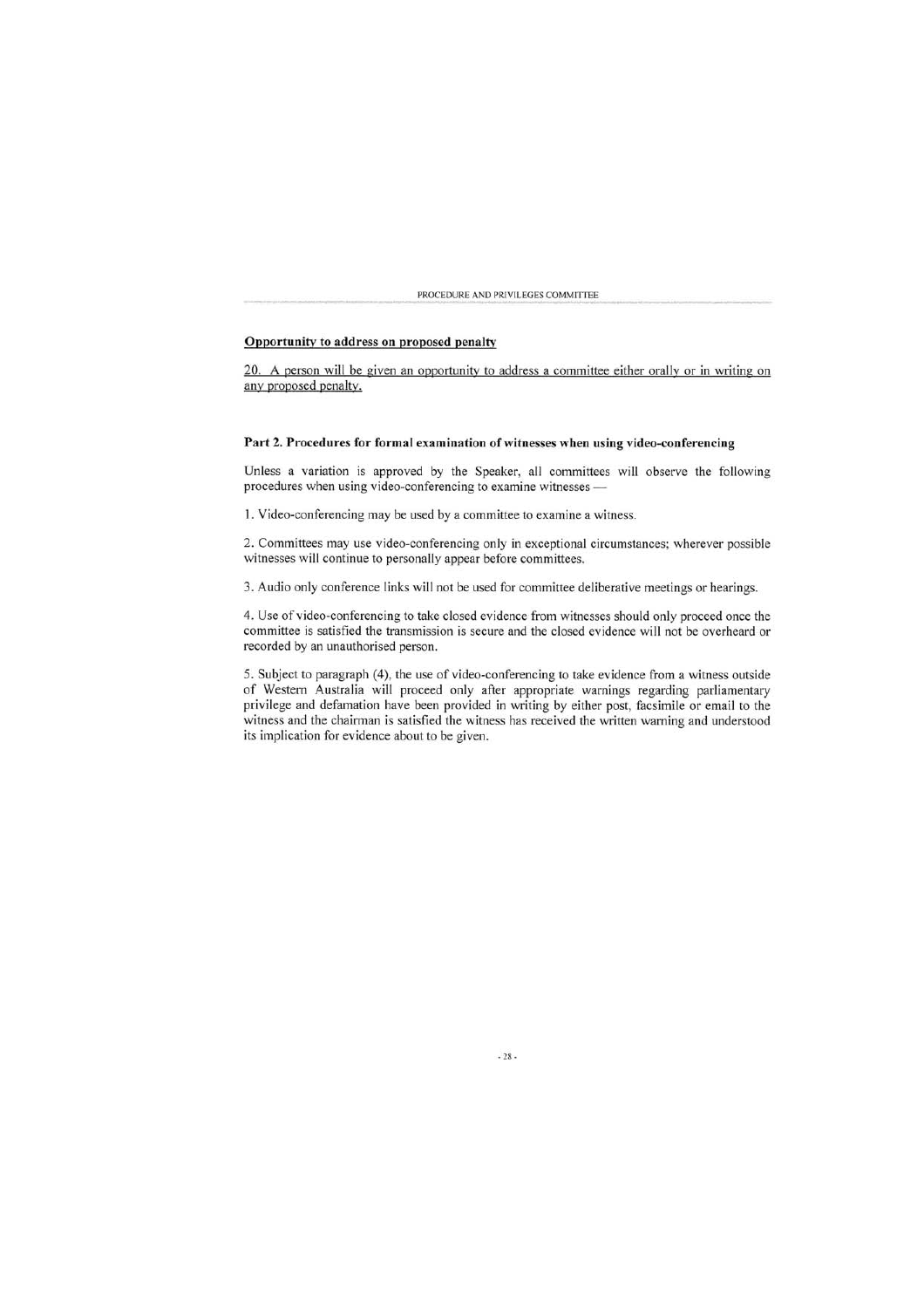### <u>Opportunity to address on proposed penalty</u>

<u>20. A person will be given an opportunity to address a committee either orally or in writing on any proposed penalty.</u>

### Part 2. Procedures for formal examination of witnesses when using video-conferencing

Unless a variation is approved by the Speaker, all committees will observe the following procedures when using video-conferencing to examine witnesses —

1. Video-conferencing may be used by a committee to examine a witness.

2. Committees may use video-conferencing only in exceptional circumstances; wherever possible witnesses will continue to personally appear before committees.

3. Audio only conference links will not be used for committee deliberative meetings or hearings.

4. Use of video-conferencing to take closed evidence from witnesses should only proceed once the committee is satisfied the transmission is secure and the closed evidence will not be overheard or recorded by an unauthorised person.

5. Subject to paragraph (4), the use of video-conferencing to take evidence from a witness outside of Western Australia will proceed only after appropriate warnings regarding parliamentary privilege and defamation have been provided in writing by either post, facsimile or email to the witness and the chairman is satisfied the witness has received the written warning and understood its implication for evidence about to be given.